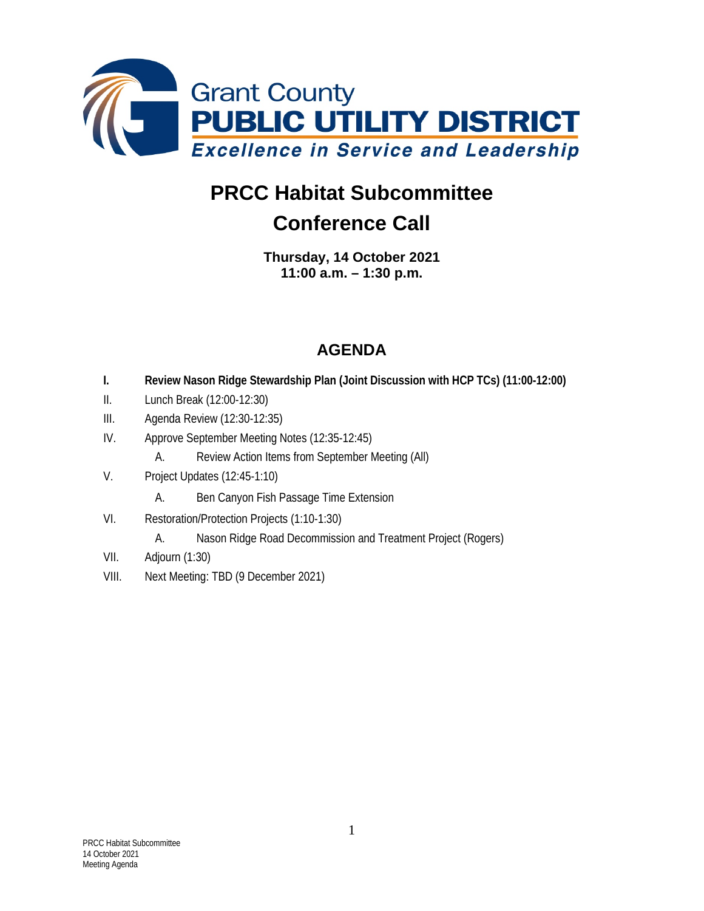Grant County
**PUBLIC UTILITY DISTRICT**
*Excellence in Service and Leadership*

# PRCC Habitat Subcommittee
# Conference Call

**Thursday, 14 October 2021**
**11:00 a.m. – 1:30 p.m.**

## AGENDA

- **I. Review Nason Ridge Stewardship Plan (Joint Discussion with HCP TCs) (11:00-12:00)**
- II. Lunch Break (12:00-12:30)
- III. Agenda Review (12:30-12:35)
- IV. Approve September Meeting Notes (12:35-12:45)
  - A. Review Action Items from September Meeting (All)
- V. Project Updates (12:45-1:10)
  - A. Ben Canyon Fish Passage Time Extension
- VI. Restoration/Protection Projects (1:10-1:30)
  - A. Nason Ridge Road Decommission and Treatment Project (Rogers)
- VII. Adjourn (1:30)
- VIII. Next Meeting: TBD (9 December 2021)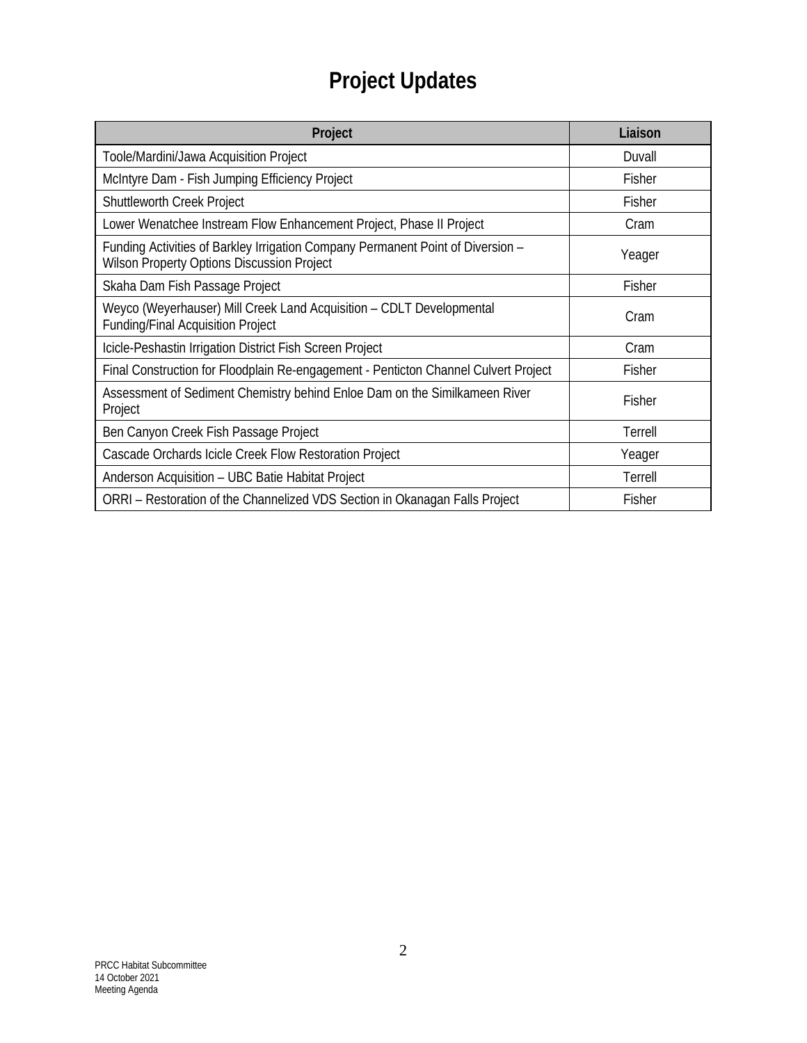# Project Updates

| Project | Liaison |
| --- | --- |
| Toole/Mardini/Jawa Acquisition Project | Duvall |
| McIntyre Dam - Fish Jumping Efficiency Project | Fisher |
| Shuttleworth Creek Project | Fisher |
| Lower Wenatchee Instream Flow Enhancement Project, Phase II Project | Cram |
| Funding Activities of Barkley Irrigation Company Permanent Point of Diversion – Wilson Property Options Discussion Project | Yeager |
| Skaha Dam Fish Passage Project | Fisher |
| Weyco (Weyerhauser) Mill Creek Land Acquisition – CDLT Developmental Funding/Final Acquisition Project | Cram |
| Icicle-Peshastin Irrigation District Fish Screen Project | Cram |
| Final Construction for Floodplain Re-engagement - Penticton Channel Culvert Project | Fisher |
| Assessment of Sediment Chemistry behind Enloe Dam on the Similkameen River Project | Fisher |
| Ben Canyon Creek Fish Passage Project | Terrell |
| Cascade Orchards Icicle Creek Flow Restoration Project | Yeager |
| Anderson Acquisition – UBC Batie Habitat Project | Terrell |
| ORRI – Restoration of the Channelized VDS Section in Okanagan Falls Project | Fisher |